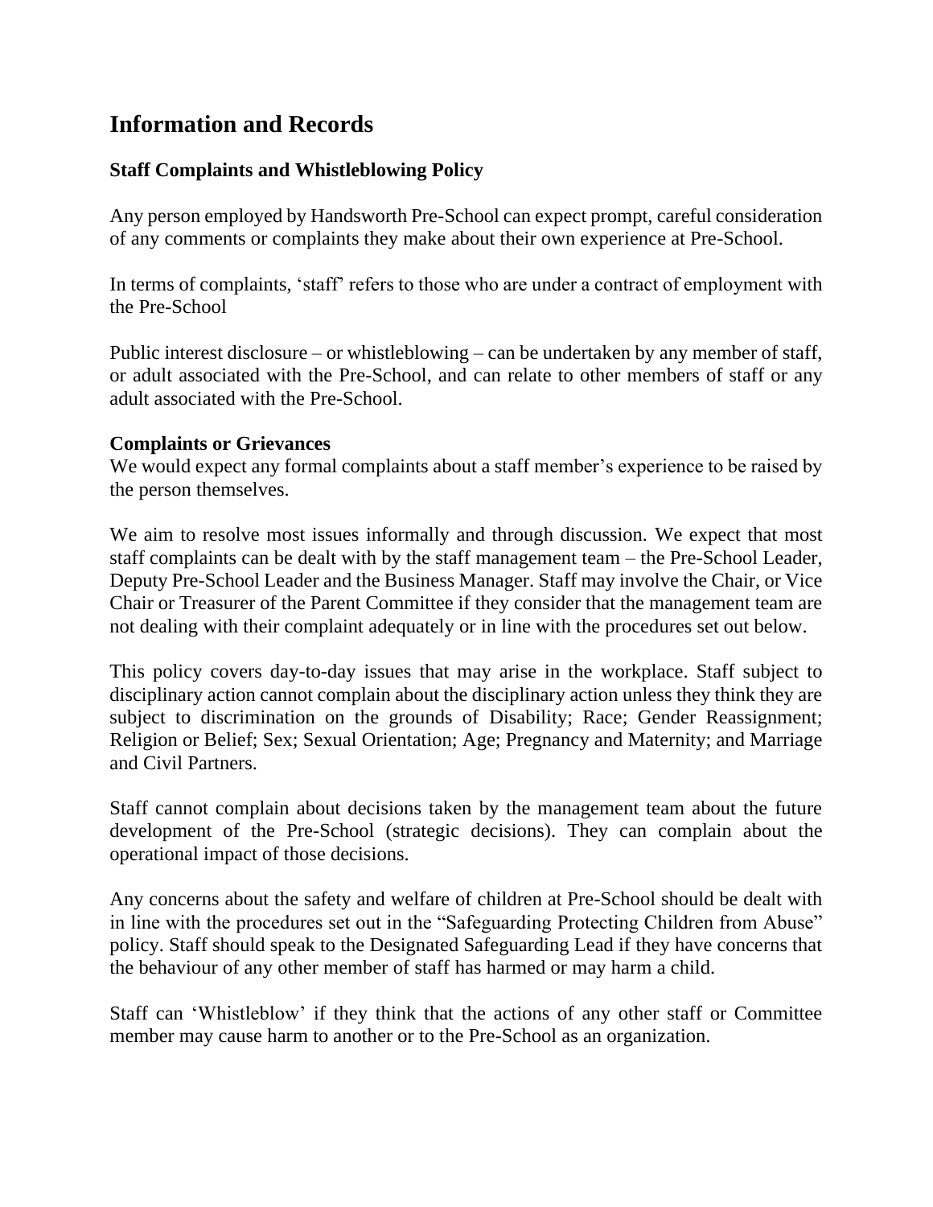# Information and Records

### Staff Complaints and Whistleblowing Policy

Any person employed by Handsworth Pre-School can expect prompt, careful consideration of any comments or complaints they make about their own experience at Pre-School.

In terms of complaints, 'staff' refers to those who are under a contract of employment with the Pre-School

Public interest disclosure – or whistleblowing – can be undertaken by any member of staff, or adult associated with the Pre-School, and can relate to other members of staff or any adult associated with the Pre-School.

**Complaints or Grievances**

We would expect any formal complaints about a staff member's experience to be raised by the person themselves.

We aim to resolve most issues informally and through discussion. We expect that most staff complaints can be dealt with by the staff management team – the Pre-School Leader, Deputy Pre-School Leader and the Business Manager. Staff may involve the Chair, or Vice Chair or Treasurer of the Parent Committee if they consider that the management team are not dealing with their complaint adequately or in line with the procedures set out below.

This policy covers day-to-day issues that may arise in the workplace. Staff subject to disciplinary action cannot complain about the disciplinary action unless they think they are subject to discrimination on the grounds of Disability; Race; Gender Reassignment; Religion or Belief; Sex; Sexual Orientation; Age; Pregnancy and Maternity; and Marriage and Civil Partners.

Staff cannot complain about decisions taken by the management team about the future development of the Pre-School (strategic decisions). They can complain about the operational impact of those decisions.

Any concerns about the safety and welfare of children at Pre-School should be dealt with in line with the procedures set out in the "Safeguarding Protecting Children from Abuse" policy. Staff should speak to the Designated Safeguarding Lead if they have concerns that the behaviour of any other member of staff has harmed or may harm a child.

Staff can 'Whistleblow' if they think that the actions of any other staff or Committee member may cause harm to another or to the Pre-School as an organization.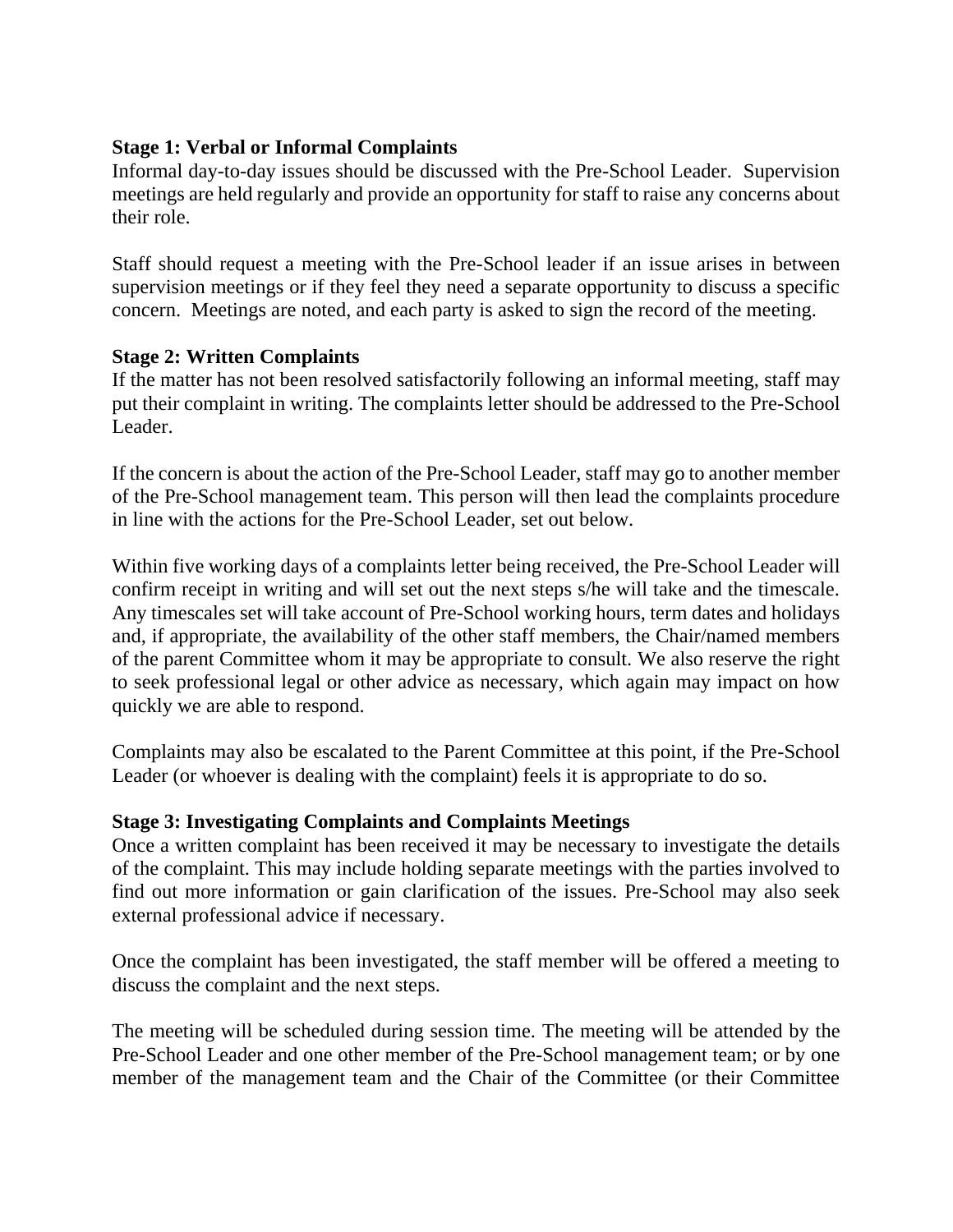**Stage 1: Verbal or Informal Complaints**
Informal day-to-day issues should be discussed with the Pre-School Leader. Supervision meetings are held regularly and provide an opportunity for staff to raise any concerns about their role.

Staff should request a meeting with the Pre-School leader if an issue arises in between supervision meetings or if they feel they need a separate opportunity to discuss a specific concern. Meetings are noted, and each party is asked to sign the record of the meeting.

**Stage 2: Written Complaints**
If the matter has not been resolved satisfactorily following an informal meeting, staff may put their complaint in writing. The complaints letter should be addressed to the Pre-School Leader.

If the concern is about the action of the Pre-School Leader, staff may go to another member of the Pre-School management team. This person will then lead the complaints procedure in line with the actions for the Pre-School Leader, set out below.

Within five working days of a complaints letter being received, the Pre-School Leader will confirm receipt in writing and will set out the next steps s/he will take and the timescale. Any timescales set will take account of Pre-School working hours, term dates and holidays and, if appropriate, the availability of the other staff members, the Chair/named members of the parent Committee whom it may be appropriate to consult. We also reserve the right to seek professional legal or other advice as necessary, which again may impact on how quickly we are able to respond.

Complaints may also be escalated to the Parent Committee at this point, if the Pre-School Leader (or whoever is dealing with the complaint) feels it is appropriate to do so.

**Stage 3: Investigating Complaints and Complaints Meetings**
Once a written complaint has been received it may be necessary to investigate the details of the complaint. This may include holding separate meetings with the parties involved to find out more information or gain clarification of the issues. Pre-School may also seek external professional advice if necessary.

Once the complaint has been investigated, the staff member will be offered a meeting to discuss the complaint and the next steps.

The meeting will be scheduled during session time. The meeting will be attended by the Pre-School Leader and one other member of the Pre-School management team; or by one member of the management team and the Chair of the Committee (or their Committee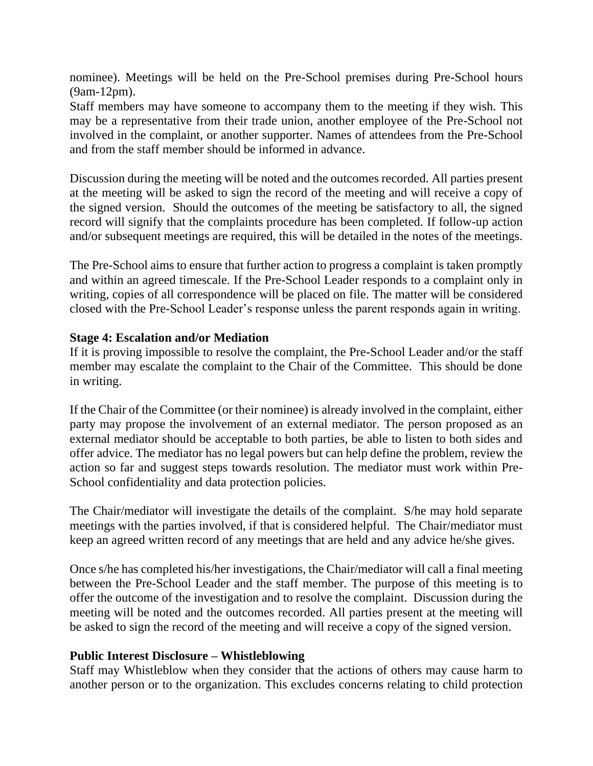nominee). Meetings will be held on the Pre-School premises during Pre-School hours (9am-12pm).
Staff members may have someone to accompany them to the meeting if they wish. This may be a representative from their trade union, another employee of the Pre-School not involved in the complaint, or another supporter. Names of attendees from the Pre-School and from the staff member should be informed in advance.

Discussion during the meeting will be noted and the outcomes recorded. All parties present at the meeting will be asked to sign the record of the meeting and will receive a copy of the signed version. Should the outcomes of the meeting be satisfactory to all, the signed record will signify that the complaints procedure has been completed. If follow-up action and/or subsequent meetings are required, this will be detailed in the notes of the meetings.

The Pre-School aims to ensure that further action to progress a complaint is taken promptly and within an agreed timescale. If the Pre-School Leader responds to a complaint only in writing, copies of all correspondence will be placed on file. The matter will be considered closed with the Pre-School Leader's response unless the parent responds again in writing.

**Stage 4: Escalation and/or Mediation**
If it is proving impossible to resolve the complaint, the Pre-School Leader and/or the staff member may escalate the complaint to the Chair of the Committee. This should be done in writing.

If the Chair of the Committee (or their nominee) is already involved in the complaint, either party may propose the involvement of an external mediator. The person proposed as an external mediator should be acceptable to both parties, be able to listen to both sides and offer advice. The mediator has no legal powers but can help define the problem, review the action so far and suggest steps towards resolution. The mediator must work within Pre-School confidentiality and data protection policies.

The Chair/mediator will investigate the details of the complaint. S/he may hold separate meetings with the parties involved, if that is considered helpful. The Chair/mediator must keep an agreed written record of any meetings that are held and any advice he/she gives.

Once s/he has completed his/her investigations, the Chair/mediator will call a final meeting between the Pre-School Leader and the staff member. The purpose of this meeting is to offer the outcome of the investigation and to resolve the complaint. Discussion during the meeting will be noted and the outcomes recorded. All parties present at the meeting will be asked to sign the record of the meeting and will receive a copy of the signed version.

**Public Interest Disclosure – Whistleblowing**
Staff may Whistleblow when they consider that the actions of others may cause harm to another person or to the organization. This excludes concerns relating to child protection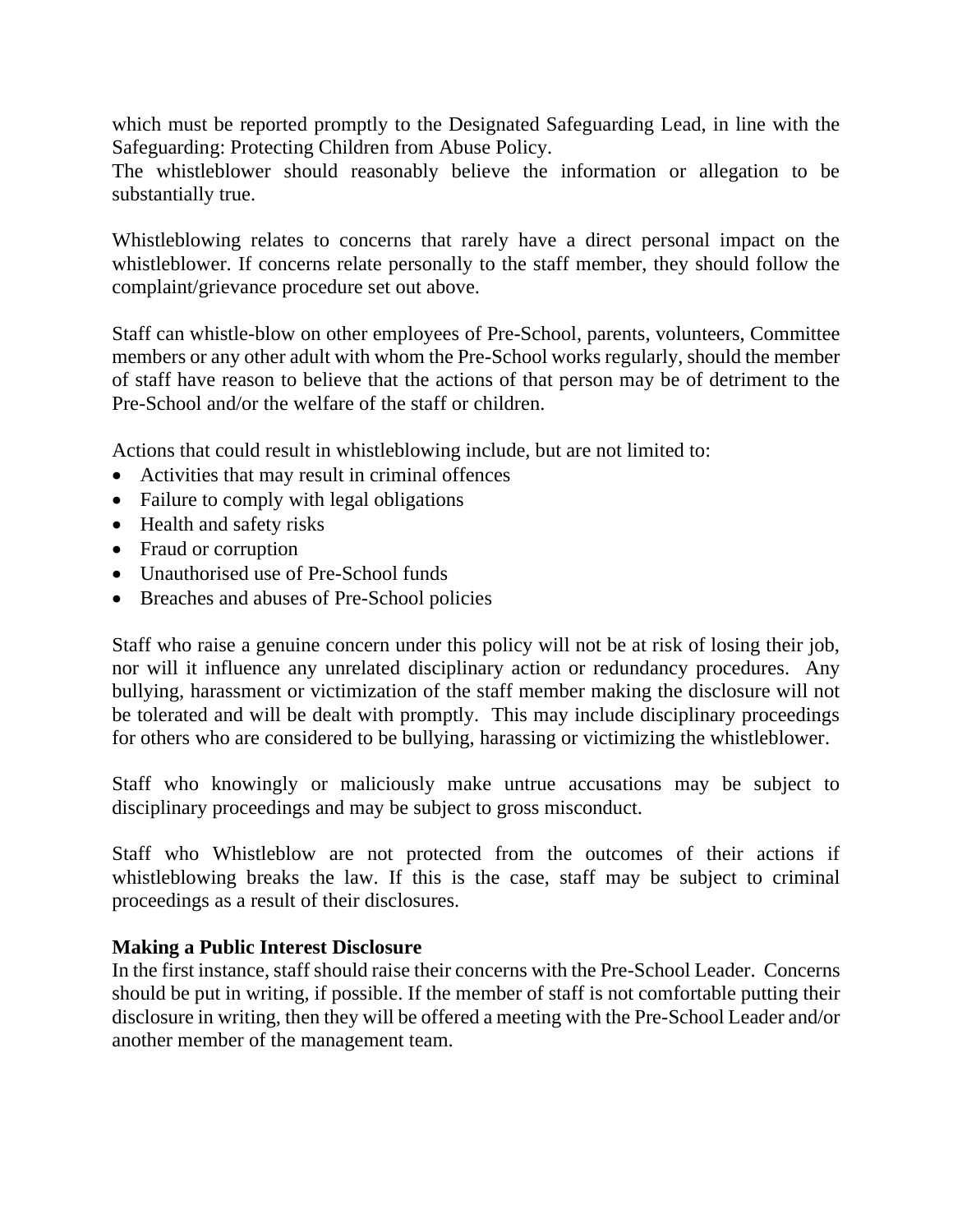which must be reported promptly to the Designated Safeguarding Lead, in line with the Safeguarding: Protecting Children from Abuse Policy.
The whistleblower should reasonably believe the information or allegation to be substantially true.

Whistleblowing relates to concerns that rarely have a direct personal impact on the whistleblower. If concerns relate personally to the staff member, they should follow the complaint/grievance procedure set out above.

Staff can whistle-blow on other employees of Pre-School, parents, volunteers, Committee members or any other adult with whom the Pre-School works regularly, should the member of staff have reason to believe that the actions of that person may be of detriment to the Pre-School and/or the welfare of the staff or children.

Actions that could result in whistleblowing include, but are not limited to:

- Activities that may result in criminal offences
- Failure to comply with legal obligations
- Health and safety risks
- Fraud or corruption
- Unauthorised use of Pre-School funds
- Breaches and abuses of Pre-School policies

Staff who raise a genuine concern under this policy will not be at risk of losing their job, nor will it influence any unrelated disciplinary action or redundancy procedures. Any bullying, harassment or victimization of the staff member making the disclosure will not be tolerated and will be dealt with promptly. This may include disciplinary proceedings for others who are considered to be bullying, harassing or victimizing the whistleblower.

Staff who knowingly or maliciously make untrue accusations may be subject to disciplinary proceedings and may be subject to gross misconduct.

Staff who Whistleblow are not protected from the outcomes of their actions if whistleblowing breaks the law. If this is the case, staff may be subject to criminal proceedings as a result of their disclosures.

**Making a Public Interest Disclosure**
In the first instance, staff should raise their concerns with the Pre-School Leader. Concerns should be put in writing, if possible. If the member of staff is not comfortable putting their disclosure in writing, then they will be offered a meeting with the Pre-School Leader and/or another member of the management team.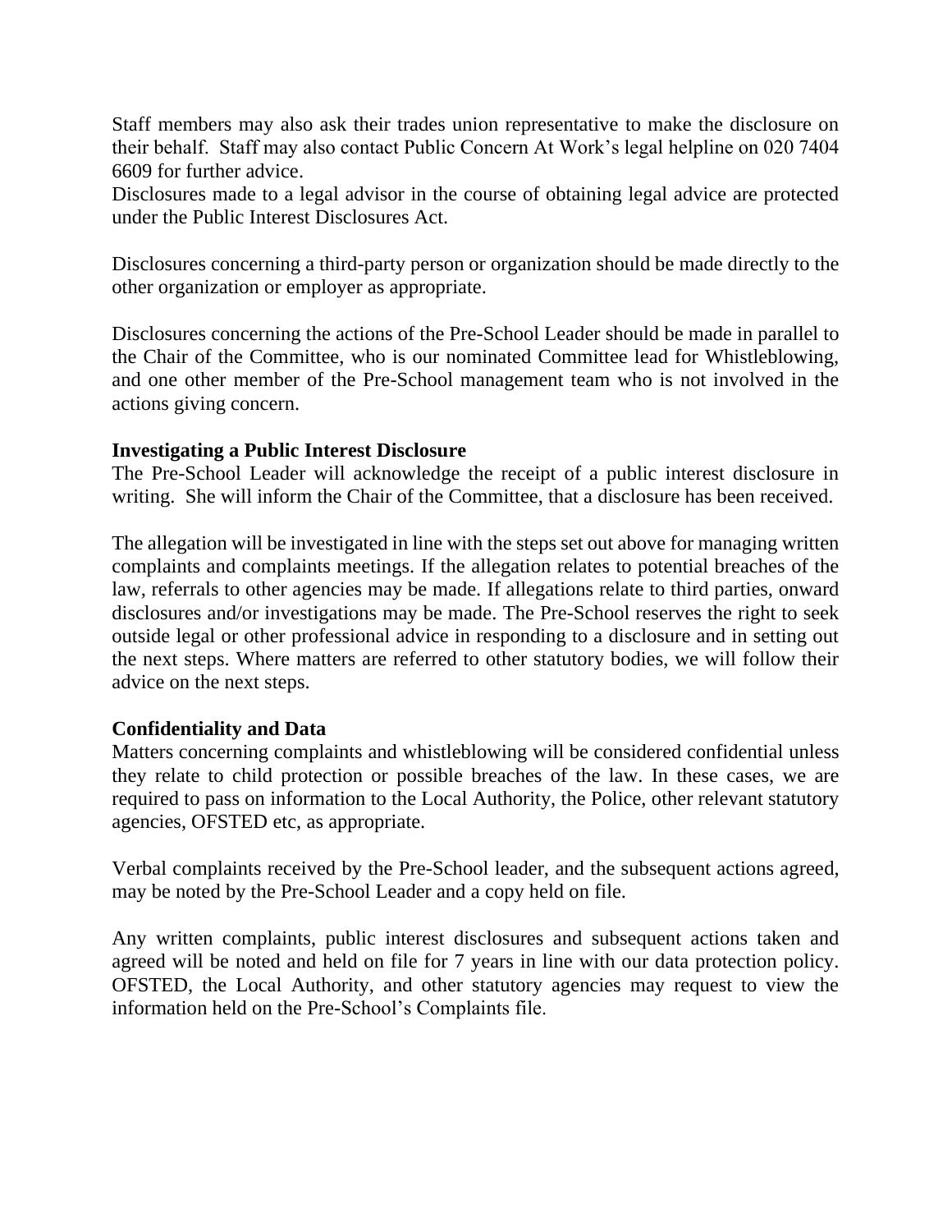Staff members may also ask their trades union representative to make the disclosure on their behalf. Staff may also contact Public Concern At Work's legal helpline on 020 7404 6609 for further advice.
Disclosures made to a legal advisor in the course of obtaining legal advice are protected under the Public Interest Disclosures Act.

Disclosures concerning a third-party person or organization should be made directly to the other organization or employer as appropriate.

Disclosures concerning the actions of the Pre-School Leader should be made in parallel to the Chair of the Committee, who is our nominated Committee lead for Whistleblowing, and one other member of the Pre-School management team who is not involved in the actions giving concern.

**Investigating a Public Interest Disclosure**
The Pre-School Leader will acknowledge the receipt of a public interest disclosure in writing. She will inform the Chair of the Committee, that a disclosure has been received.

The allegation will be investigated in line with the steps set out above for managing written complaints and complaints meetings. If the allegation relates to potential breaches of the law, referrals to other agencies may be made. If allegations relate to third parties, onward disclosures and/or investigations may be made. The Pre-School reserves the right to seek outside legal or other professional advice in responding to a disclosure and in setting out the next steps. Where matters are referred to other statutory bodies, we will follow their advice on the next steps.

**Confidentiality and Data**
Matters concerning complaints and whistleblowing will be considered confidential unless they relate to child protection or possible breaches of the law. In these cases, we are required to pass on information to the Local Authority, the Police, other relevant statutory agencies, OFSTED etc, as appropriate.

Verbal complaints received by the Pre-School leader, and the subsequent actions agreed, may be noted by the Pre-School Leader and a copy held on file.

Any written complaints, public interest disclosures and subsequent actions taken and agreed will be noted and held on file for 7 years in line with our data protection policy. OFSTED, the Local Authority, and other statutory agencies may request to view the information held on the Pre-School's Complaints file.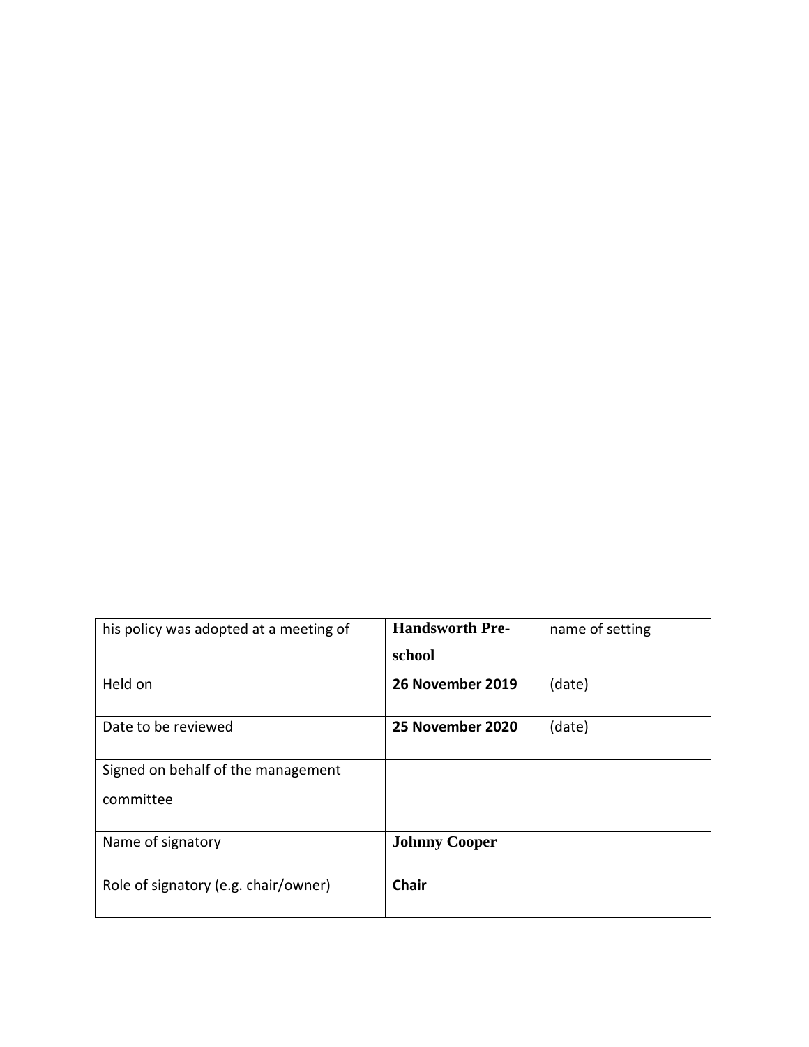| | | |
|---|---|---|
| his policy was adopted at a meeting of | **Handsworth Pre-school** | name of setting |
| Held on | **26 November 2019** | (date) |
| Date to be reviewed | **25 November 2020** | (date) |
| Signed on behalf of the management committee | | |
| Name of signatory | **Johnny Cooper** | |
| Role of signatory (e.g. chair/owner) | **Chair** | |